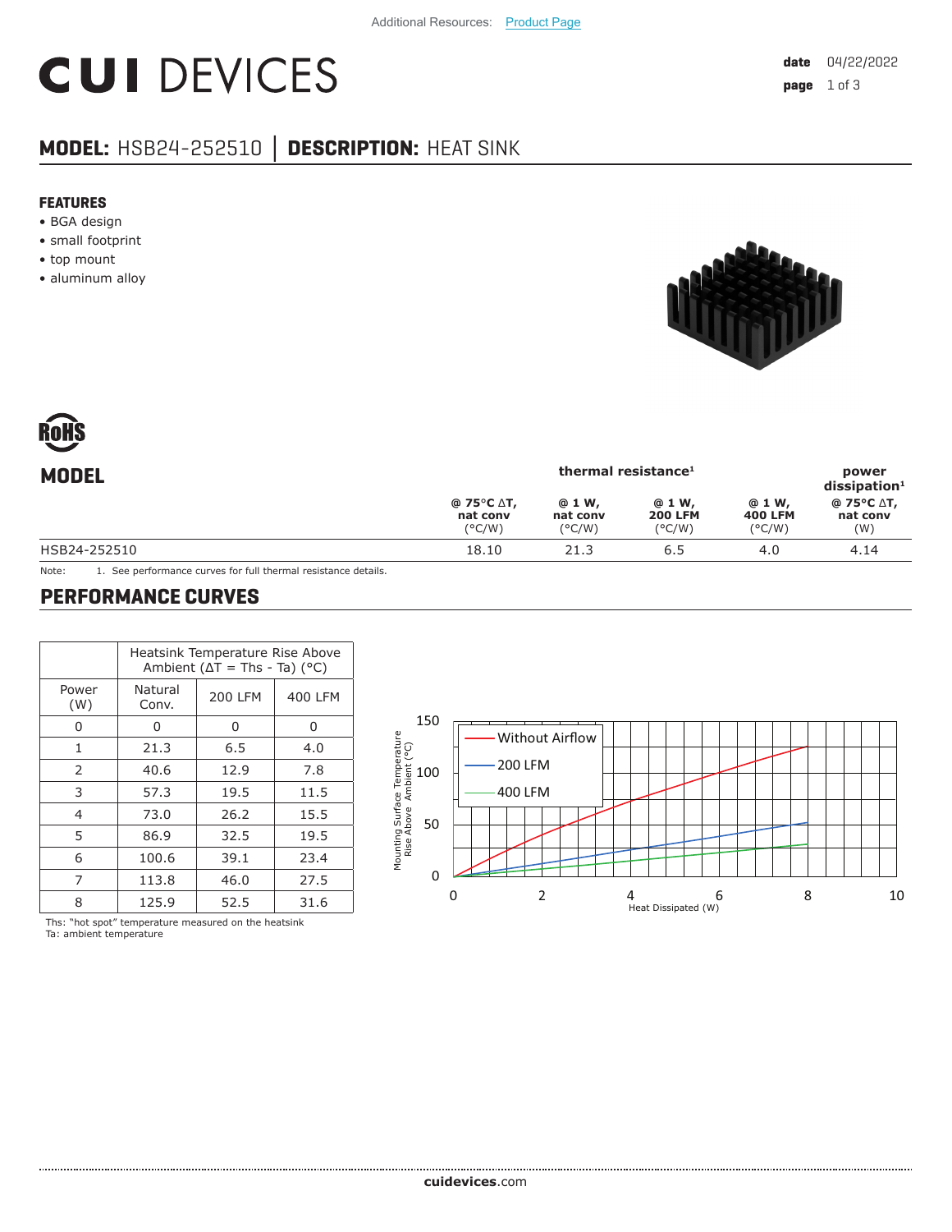Additional Resources: Product Page

# CUI DEVICES

**date** 04/22/2022

## MODEL: HSB24-252510 | DESCRIPTION: HEAT SINK

### FEATURES

- BGA design
- small footprint
- top mount
- aluminum alloy

RoHS

| MODEL | thermal resistance[1] | | | | power dissipation[1] |
|---|---|---|---|---|---|
| | @ 75°C ΔT, nat conv (°C/W) | @ 1 W, nat conv (°C/W) | @ 1 W, 200 LFM (°C/W) | @ 1 W, 400 LFM (°C/W) | @ 75°C ΔT, nat conv (W) |
| HSB24-252510 | 18.10 | 21.3 | 6.5 | 4.0 | 4.14 |

Note: 1. See performance curves for full thermal resistance details.

## PERFORMANCE CURVES

| | Heatsink Temperature Rise Above Ambient (ΔT = Ths - Ta) (°C) | | |
|---|---|---|---|
| Power (W) | Natural Conv. | 200 LFM | 400 LFM |
| 0 | 0 | 0 | 0 |
| 1 | 21.3 | 6.5 | 4.0 |
| 2 | 40.6 | 12.9 | 7.8 |
| 3 | 57.3 | 19.5 | 11.5 |
| 4 | 73.0 | 26.2 | 15.5 |
| 5 | 86.9 | 32.5 | 19.5 |
| 6 | 100.6 | 39.1 | 23.4 |
| 7 | 113.8 | 46.0 | 27.5 |
| 8 | 125.9 | 52.5 | 31.6 |

Ths: "hot spot" temperature measured on the heatsink
Ta: ambient temperature

cuidevices.com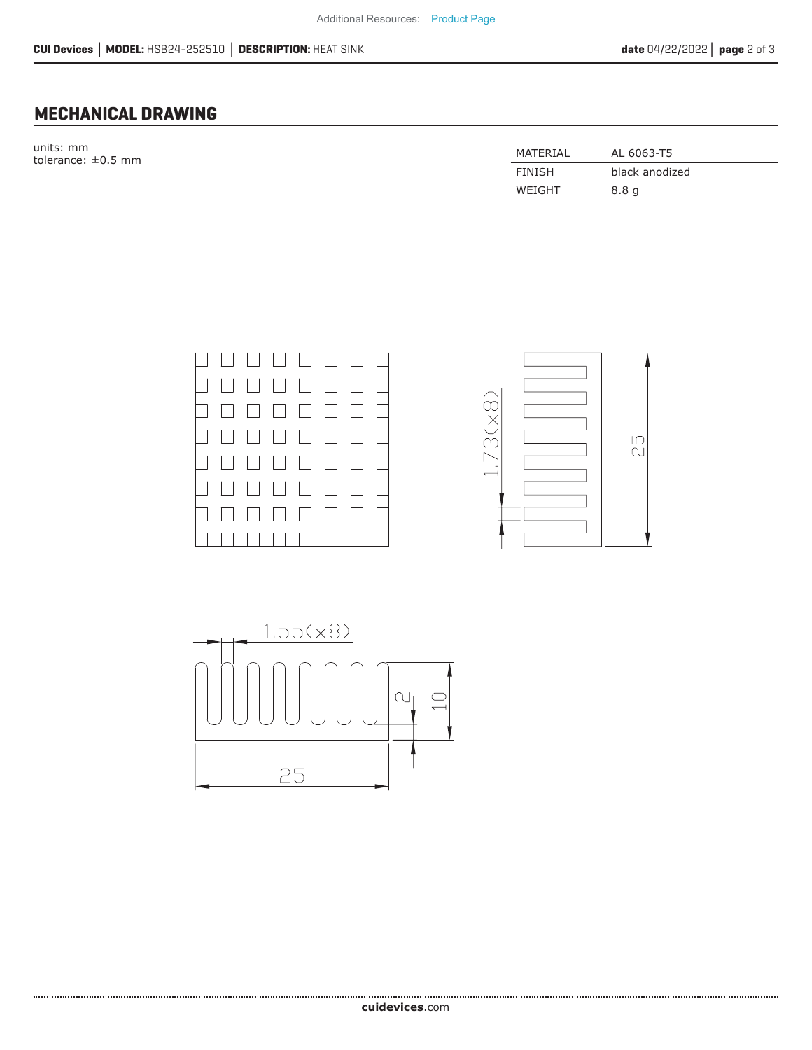Additional Resources: Product Page

## MECHANICAL DRAWING

units: mm
tolerance: ±0.5 mm

| MATERIAL | AL 6063-T5 |
|---|---|
| FINISH | black anodized |
| WEIGHT | 8.8 g |

1.73(×8)

25

1.55(×8)

2

10

25

**cuidevices**.com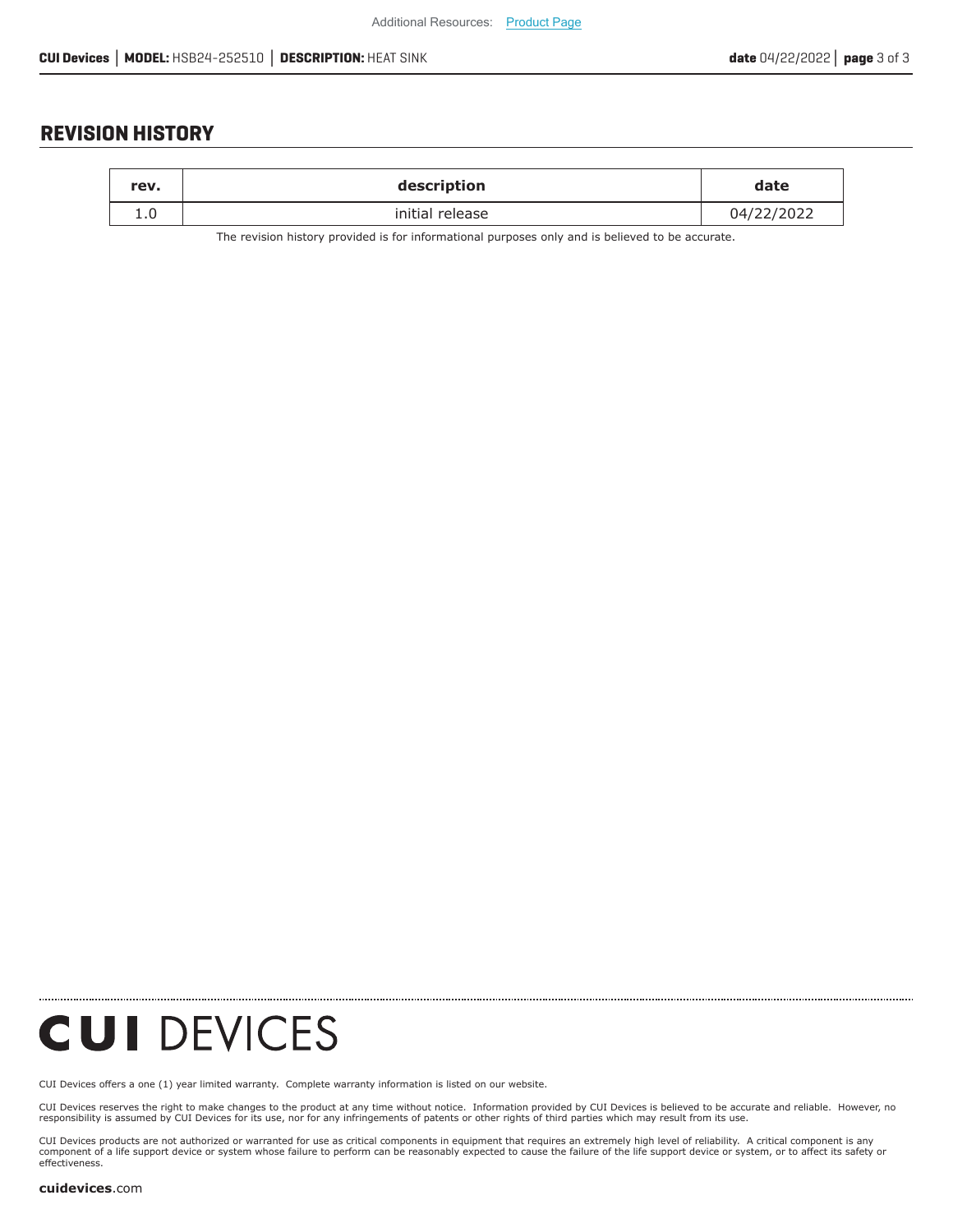## REVISION HISTORY

| rev. | description | date |
|---|---|---|
| 1.0 | initial release | 04/22/2022 |

The revision history provided is for informational purposes only and is believed to be accurate.

**CUI** DEVICES

CUI Devices offers a one (1) year limited warranty. Complete warranty information is listed on our website.

CUI Devices reserves the right to make changes to the product at any time without notice. Information provided by CUI Devices is believed to be accurate and reliable. However, no responsibility is assumed by CUI Devices for its use, nor for any infringements of patents or other rights of third parties which may result from its use.

CUI Devices products are not authorized or warranted for use as critical components in equipment that requires an extremely high level of reliability. A critical component is any component of a life support device or system whose failure to perform can be reasonably expected to cause the failure of the life support device or system, or to affect its safety or effectiveness.

**cuidevices**.com